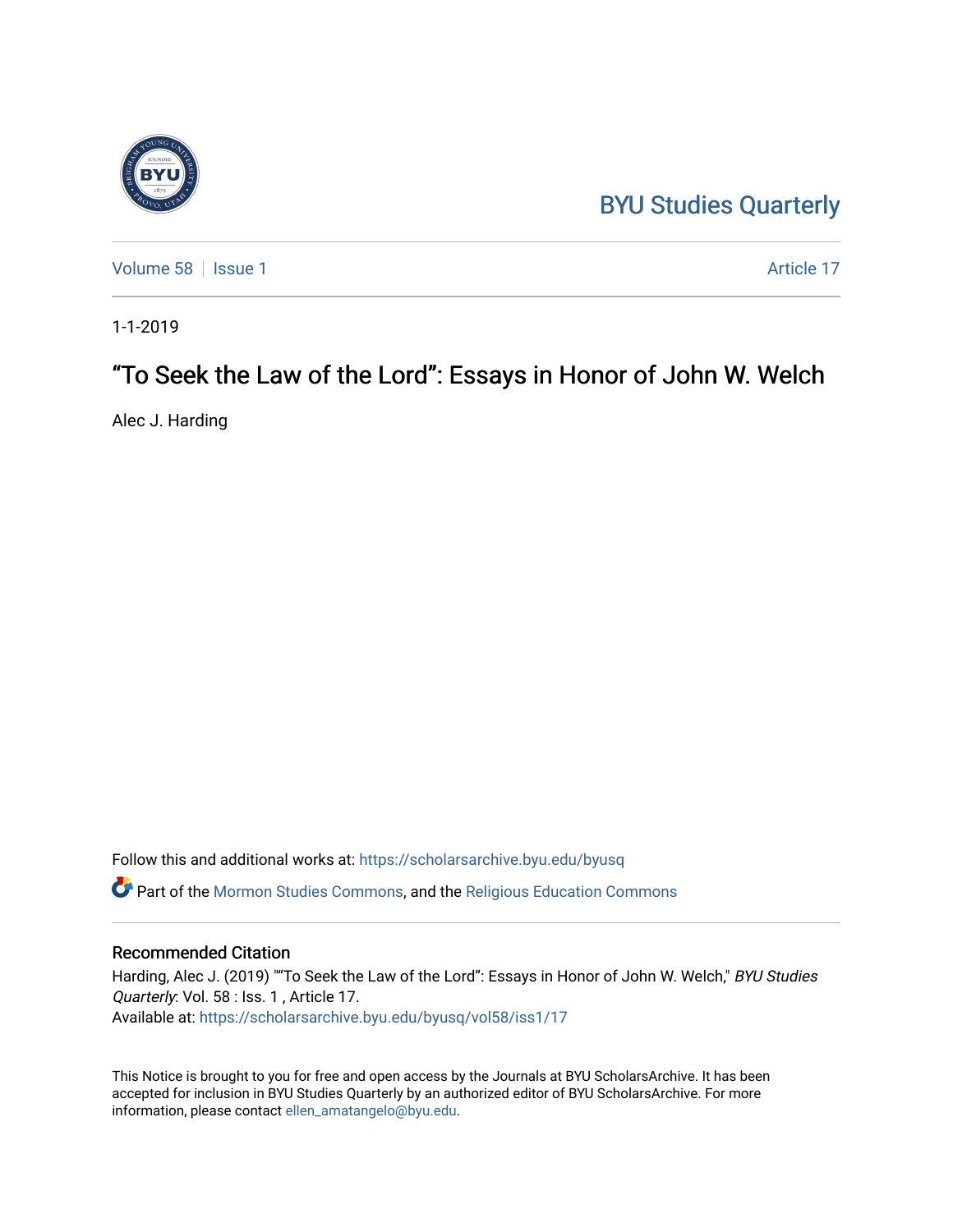BYU Studies Quarterly

Volume 58 | Issue 1 | Article 17

1-1-2019

# "To Seek the Law of the Lord": Essays in Honor of John W. Welch

Alec J. Harding

Follow this and additional works at: https://scholarsarchive.byu.edu/byusq

Part of the Mormon Studies Commons, and the Religious Education Commons

## Recommended Citation

Harding, Alec J. (2019) ""To Seek the Law of the Lord": Essays in Honor of John W. Welch," *BYU Studies Quarterly*: Vol. 58 : Iss. 1 , Article 17.
Available at: https://scholarsarchive.byu.edu/byusq/vol58/iss1/17

This Notice is brought to you for free and open access by the Journals at BYU ScholarsArchive. It has been accepted for inclusion in BYU Studies Quarterly by an authorized editor of BYU ScholarsArchive. For more information, please contact ellen_amatangelo@byu.edu.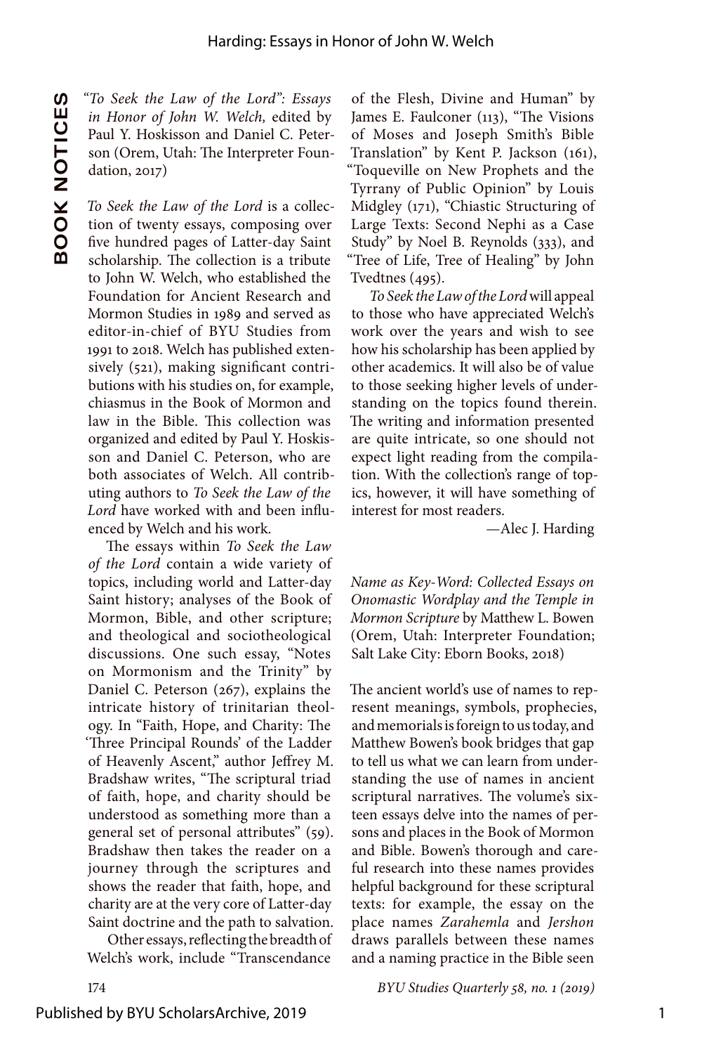**BOOK NOTICES**

*"To Seek the Law of the Lord": Essays in Honor of John W. Welch,* edited by Paul Y. Hoskisson and Daniel C. Peterson (Orem, Utah: The Interpreter Foundation, 2017)

*To Seek the Law of the Lord* is a collection of twenty essays, composing over five hundred pages of Latter-day Saint scholarship. The collection is a tribute to John W. Welch, who established the Foundation for Ancient Research and Mormon Studies in 1989 and served as editor-in-chief of BYU Studies from 1991 to 2018. Welch has published extensively (521), making significant contributions with his studies on, for example, chiasmus in the Book of Mormon and law in the Bible. This collection was organized and edited by Paul Y. Hoskisson and Daniel C. Peterson, who are both associates of Welch. All contributing authors to *To Seek the Law of the Lord* have worked with and been influenced by Welch and his work.

The essays within *To Seek the Law of the Lord* contain a wide variety of topics, including world and Latter-day Saint history; analyses of the Book of Mormon, Bible, and other scripture; and theological and sociotheological discussions. One such essay, "Notes on Mormonism and the Trinity" by Daniel C. Peterson (267), explains the intricate history of trinitarian theology. In "Faith, Hope, and Charity: The 'Three Principal Rounds' of the Ladder of Heavenly Ascent," author Jeffrey M. Bradshaw writes, "The scriptural triad of faith, hope, and charity should be understood as something more than a general set of personal attributes" (59). Bradshaw then takes the reader on a journey through the scriptures and shows the reader that faith, hope, and charity are at the very core of Latter-day Saint doctrine and the path to salvation.

Other essays, reflecting the breadth of Welch's work, include "Transcendance of the Flesh, Divine and Human" by James E. Faulconer (113), "The Visions of Moses and Joseph Smith's Bible Translation" by Kent P. Jackson (161), "Toqueville on New Prophets and the Tyrrany of Public Opinion" by Louis Midgley (171), "Chiastic Structuring of Large Texts: Second Nephi as a Case Study" by Noel B. Reynolds (333), and "Tree of Life, Tree of Healing" by John Tvedtnes (495).

*To Seek the Law of the Lord* will appeal to those who have appreciated Welch's work over the years and wish to see how his scholarship has been applied by other academics. It will also be of value to those seeking higher levels of understanding on the topics found therein. The writing and information presented are quite intricate, so one should not expect light reading from the compilation. With the collection's range of topics, however, it will have something of interest for most readers.

—Alec J. Harding

*Name as Key-Word: Collected Essays on Onomastic Wordplay and the Temple in Mormon Scripture* by Matthew L. Bowen (Orem, Utah: Interpreter Foundation; Salt Lake City: Eborn Books, 2018)

The ancient world's use of names to represent meanings, symbols, prophecies, and memorials is foreign to us today, and Matthew Bowen's book bridges that gap to tell us what we can learn from understanding the use of names in ancient scriptural narratives. The volume's sixteen essays delve into the names of persons and places in the Book of Mormon and Bible. Bowen's thorough and careful research into these names provides helpful background for these scriptural texts: for example, the essay on the place names *Zarahemla* and *Jershon* draws parallels between these names and a naming practice in the Bible seen